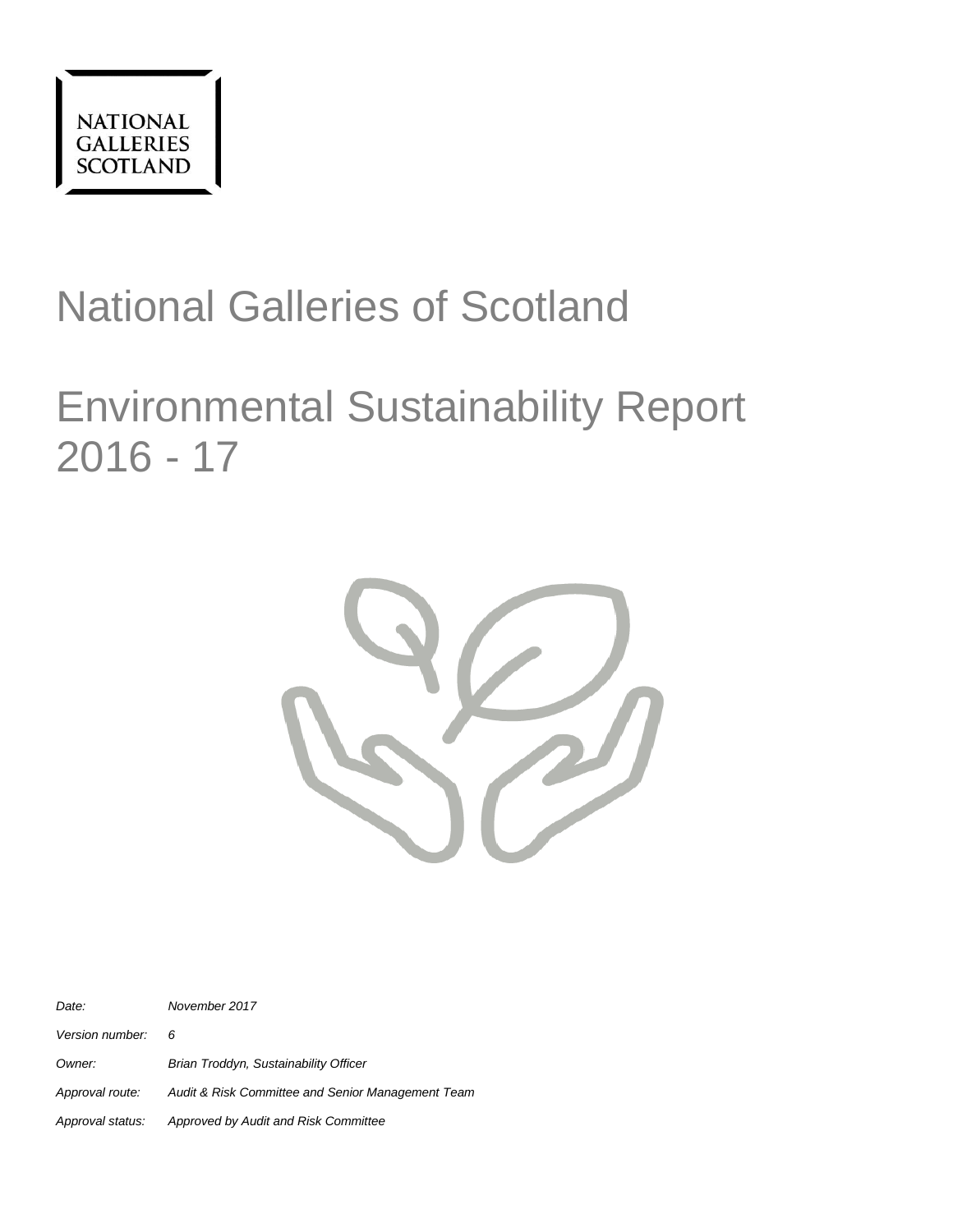NATIONAL
GALLERIES
SCOTLAND

# National Galleries of Scotland

# Environmental Sustainability Report 2016 - 17

| | |
|---|---|
| *Date:* | *November 2017* |
| *Version number:* | *6* |
| *Owner:* | *Brian Troddyn, Sustainability Officer* |
| *Approval route:* | *Audit & Risk Committee and Senior Management Team* |
| *Approval status:* | *Approved by Audit and Risk Committee* |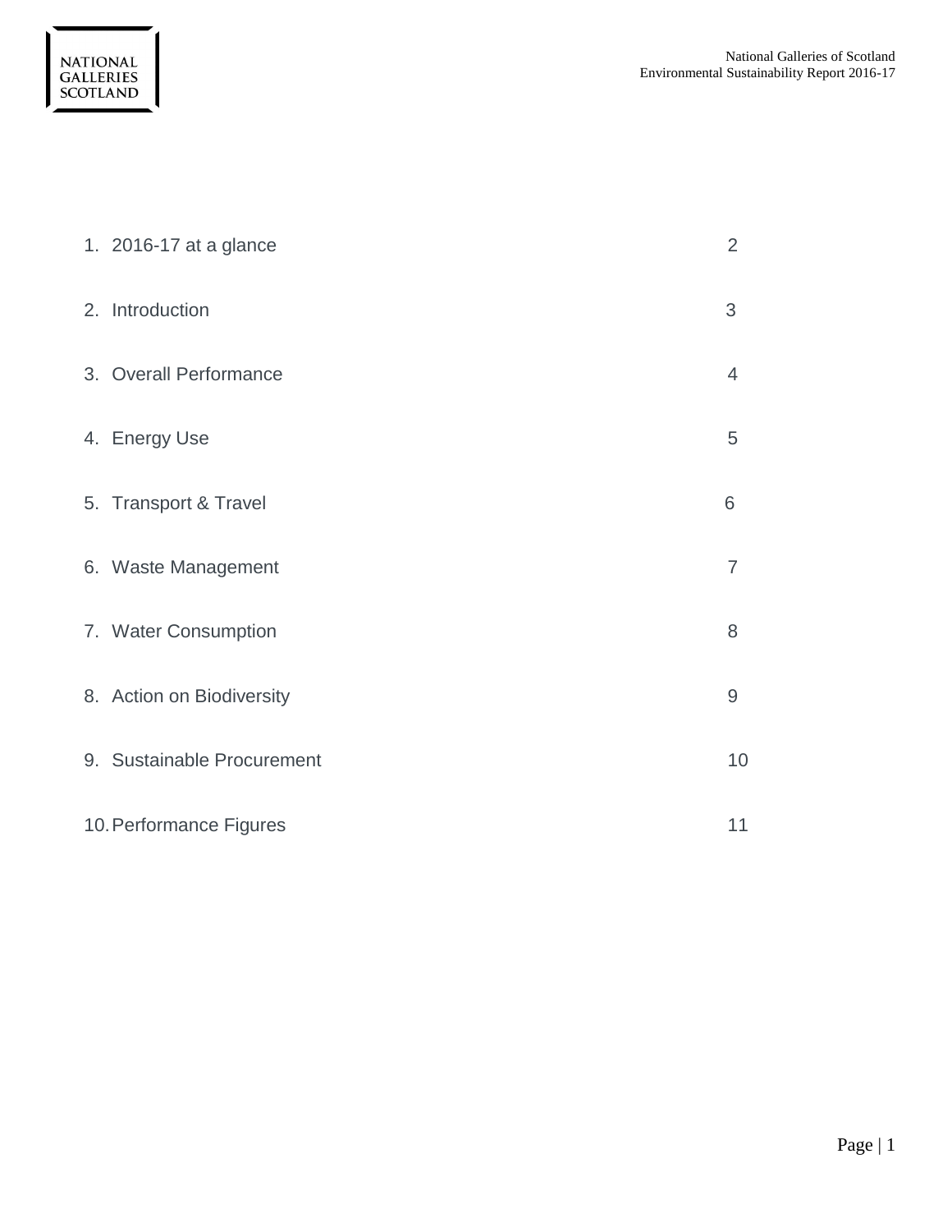1. 2016-17 at a glance 2
2. Introduction 3
3. Overall Performance 4
4. Energy Use 5
5. Transport & Travel 6
6. Waste Management 7
7. Water Consumption 8
8. Action on Biodiversity 9
9. Sustainable Procurement 10
10. Performance Figures 11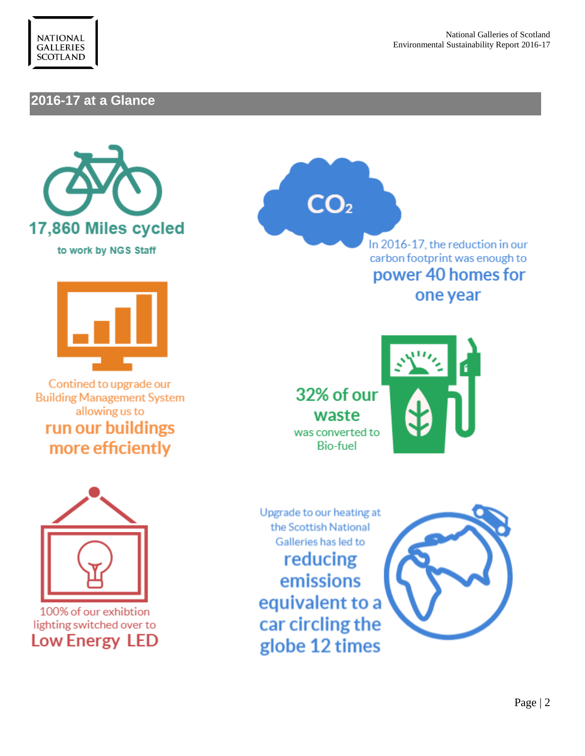## 2016-17 at a Glance

**17,860 Miles cycled**

to work by NGS Staff

In 2016-17, the reduction in our carbon footprint was enough to **power 40 homes for one year**

Contined to upgrade our Building Management System allowing us to **run our buildings more efficiently**

**32% of our waste** was converted to Bio-fuel

100% of our exhibtion lighting switched over to **Low Energy LED**

Upgrade to our heating at the Scottish National Galleries has led to **reducing emissions equivalent to a car circling the globe 12 times**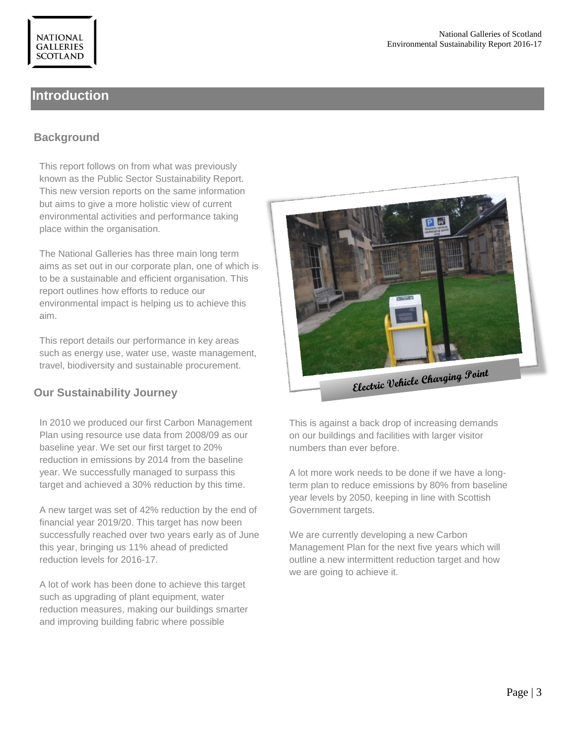## Introduction

### Background

This report follows on from what was previously known as the Public Sector Sustainability Report. This new version reports on the same information but aims to give a more holistic view of current environmental activities and performance taking place within the organisation.

The National Galleries has three main long term aims as set out in our corporate plan, one of which is to be a sustainable and efficient organisation. This report outlines how efforts to reduce our environmental impact is helping us to achieve this aim.

This report details our performance in key areas such as energy use, water use, waste management, travel, biodiversity and sustainable procurement.

Electric Vehicle Charging Point

### Our Sustainability Journey

In 2010 we produced our first Carbon Management Plan using resource use data from 2008/09 as our baseline year. We set our first target to 20% reduction in emissions by 2014 from the baseline year. We successfully managed to surpass this target and achieved a 30% reduction by this time.

A new target was set of 42% reduction by the end of financial year 2019/20. This target has now been successfully reached over two years early as of June this year, bringing us 11% ahead of predicted reduction levels for 2016-17.

A lot of work has been done to achieve this target such as upgrading of plant equipment, water reduction measures, making our buildings smarter and improving building fabric where possible

This is against a back drop of increasing demands on our buildings and facilities with larger visitor numbers than ever before.

A lot more work needs to be done if we have a long-term plan to reduce emissions by 80% from baseline year levels by 2050, keeping in line with Scottish Government targets.

We are currently developing a new Carbon Management Plan for the next five years which will outline a new intermittent reduction target and how we are going to achieve it.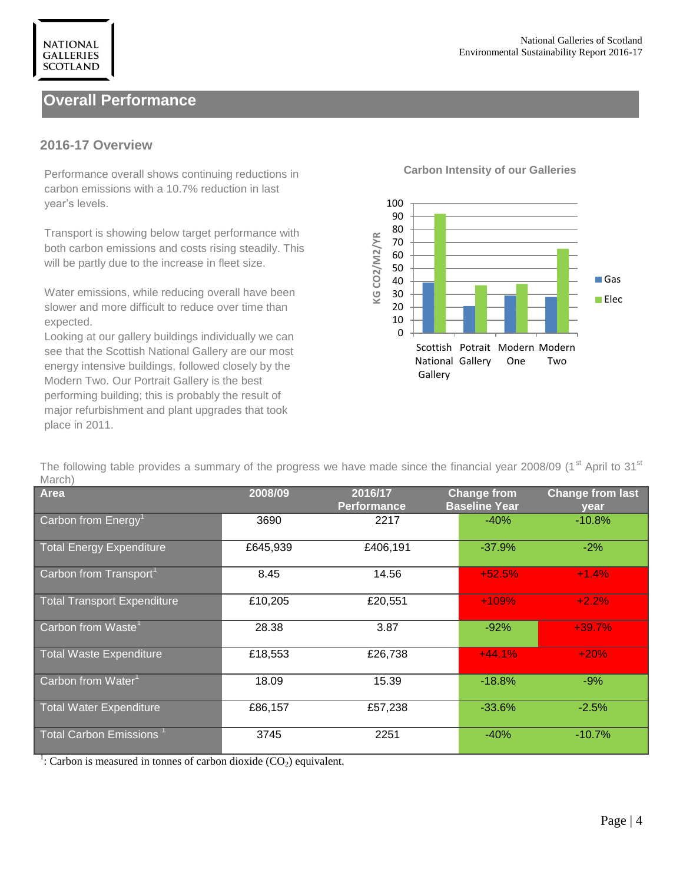## Overall Performance

### 2016-17 Overview

Performance overall shows continuing reductions in carbon emissions with a 10.7% reduction in last year's levels.

Transport is showing below target performance with both carbon emissions and costs rising steadily. This will be partly due to the increase in fleet size.

Water emissions, while reducing overall have been slower and more difficult to reduce over time than expected.

Looking at our gallery buildings individually we can see that the Scottish National Gallery are our most energy intensive buildings, followed closely by the Modern Two. Our Portrait Gallery is the best performing building; this is probably the result of major refurbishment and plant upgrades that took place in 2011.

**Carbon Intensity of our Galleries**

| Gallery | Gas (KG CO2/M2/YR) | Elec (KG CO2/M2/YR) |
|---|---|---|
| Scottish National Gallery | 39 | 92 |
| Potrait Gallery | 21 | 37 |
| Modern One | 29 | 38 |
| Modern Two | 28 | 65 |

The following table provides a summary of the progress we have made since the financial year 2008/09 (1st April to 31st March)

| Area | 2008/09 | 2016/17 Performance | Change from Baseline Year | Change from last year |
|---|---|---|---|---|
| Carbon from Energy[1] | 3690 | 2217 | -40% | -10.8% |
| Total Energy Expenditure | £645,939 | £406,191 | -37.9% | -2% |
| Carbon from Transport[1] | 8.45 | 14.56 | +52.5% | +1.4% |
| Total Transport Expenditure | £10,205 | £20,551 | +109% | +2.2% |
| Carbon from Waste[1] | 28.38 | 3.87 | -92% | +39.7% |
| Total Waste Expenditure | £18,553 | £26,738 | +44.1% | +20% |
| Carbon from Water[1] | 18.09 | 15.39 | -18.8% | -9% |
| Total Water Expenditure | £86,157 | £57,238 | -33.6% | -2.5% |
| Total Carbon Emissions [1] | 3745 | 2251 | -40% | -10.7% |

[1]: Carbon is measured in tonnes of carbon dioxide ($CO_2$) equivalent.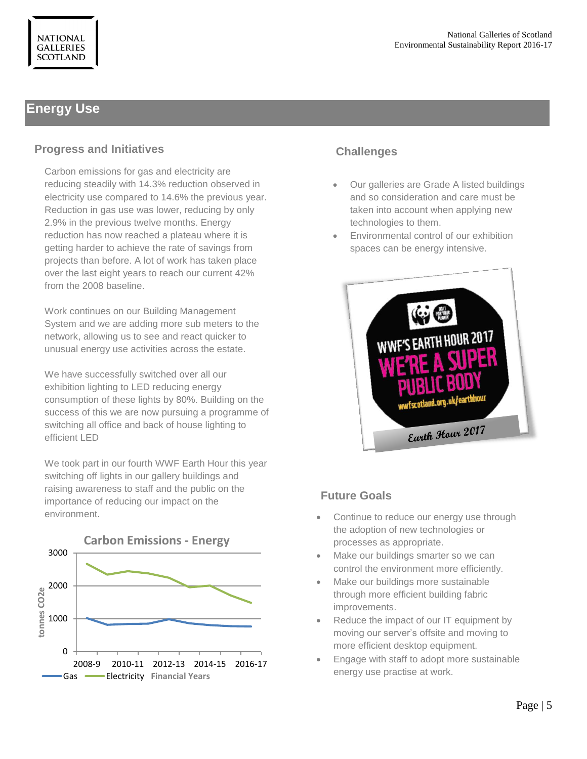## Energy Use

### Progress and Initiatives

Carbon emissions for gas and electricity are reducing steadily with 14.3% reduction observed in electricity use compared to 14.6% the previous year. Reduction in gas use was lower, reducing by only 2.9% in the previous twelve months. Energy reduction has now reached a plateau where it is getting harder to achieve the rate of savings from projects than before. A lot of work has taken place over the last eight years to reach our current 42% from the 2008 baseline.

Work continues on our Building Management System and we are adding more sub meters to the network, allowing us to see and react quicker to unusual energy use activities across the estate.

We have successfully switched over all our exhibition lighting to LED reducing energy consumption of these lights by 80%. Building on the success of this we are now pursuing a programme of switching all office and back of house lighting to efficient LED

We took part in our fourth WWF Earth Hour this year switching off lights in our gallery buildings and raising awareness to staff and the public on the importance of reducing our impact on the environment.

Carbon Emissions - Energy

### Challenges

- Our galleries are Grade A listed buildings and so consideration and care must be taken into account when applying new technologies to them.
- Environmental control of our exhibition spaces can be energy intensive.

Earth Hour 2017

### Future Goals

- Continue to reduce our energy use through the adoption of new technologies or processes as appropriate.
- Make our buildings smarter so we can control the environment more efficiently.
- Make our buildings more sustainable through more efficient building fabric improvements.
- Reduce the impact of our IT equipment by moving our server's offsite and moving to more efficient desktop equipment.
- Engage with staff to adopt more sustainable energy use practise at work.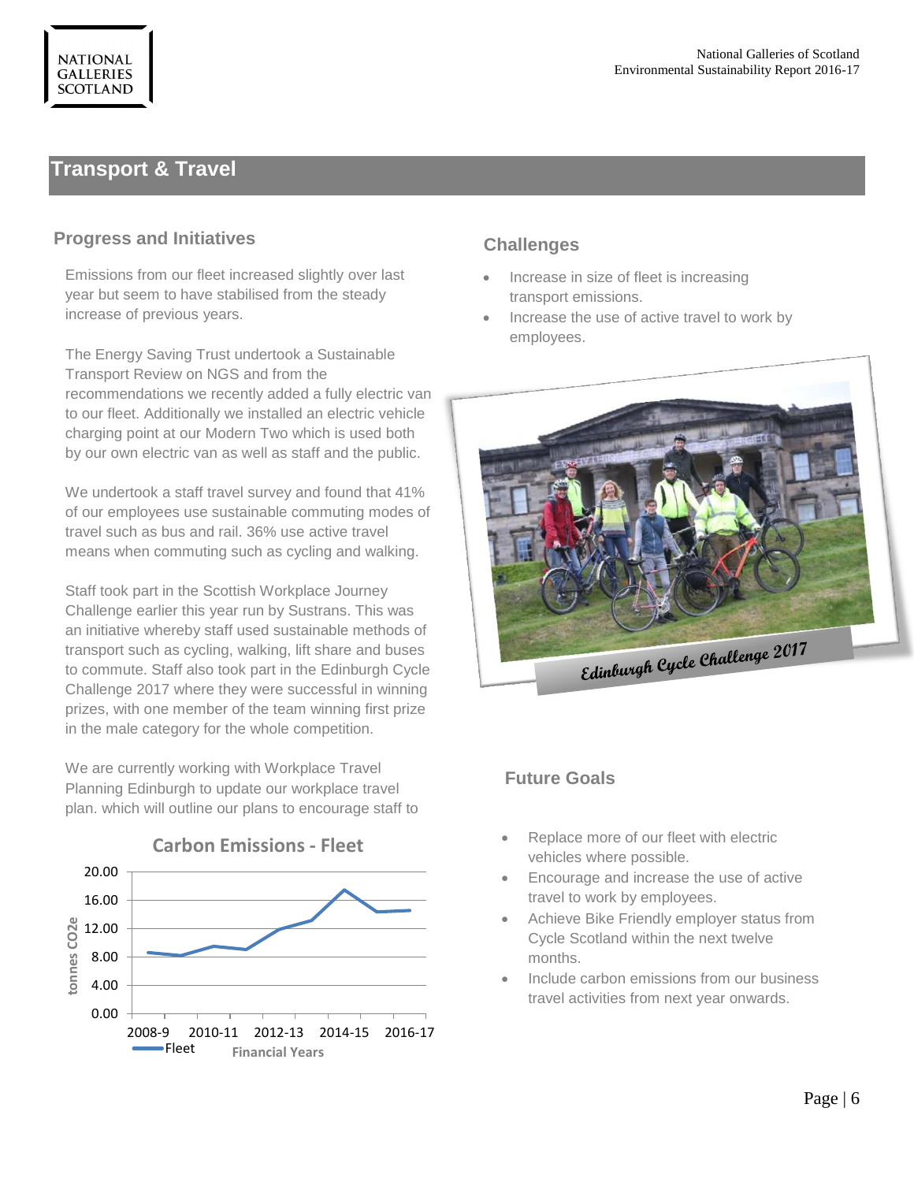## Transport & Travel

### Progress and Initiatives

Emissions from our fleet increased slightly over last year but seem to have stabilised from the steady increase of previous years.

The Energy Saving Trust undertook a Sustainable Transport Review on NGS and from the recommendations we recently added a fully electric van to our fleet. Additionally we installed an electric vehicle charging point at our Modern Two which is used both by our own electric van as well as staff and the public.

We undertook a staff travel survey and found that 41% of our employees use sustainable commuting modes of travel such as bus and rail. 36% use active travel means when commuting such as cycling and walking.

Staff took part in the Scottish Workplace Journey Challenge earlier this year run by Sustrans. This was an initiative whereby staff used sustainable methods of transport such as cycling, walking, lift share and buses to commute. Staff also took part in the Edinburgh Cycle Challenge 2017 where they were successful in winning prizes, with one member of the team winning first prize in the male category for the whole competition.

We are currently working with Workplace Travel Planning Edinburgh to update our workplace travel plan. which will outline our plans to encourage staff to

**Carbon Emissions - Fleet**

(Line chart: tonnes $CO_2e$ by Financial Years, 2008-9 to 2016-17; series: Fleet)

### Challenges

- Increase in size of fleet is increasing transport emissions.
- Increase the use of active travel to work by employees.

Edinburgh Cycle Challenge 2017

### Future Goals

- Replace more of our fleet with electric vehicles where possible.
- Encourage and increase the use of active travel to work by employees.
- Achieve Bike Friendly employer status from Cycle Scotland within the next twelve months.
- Include carbon emissions from our business travel activities from next year onwards.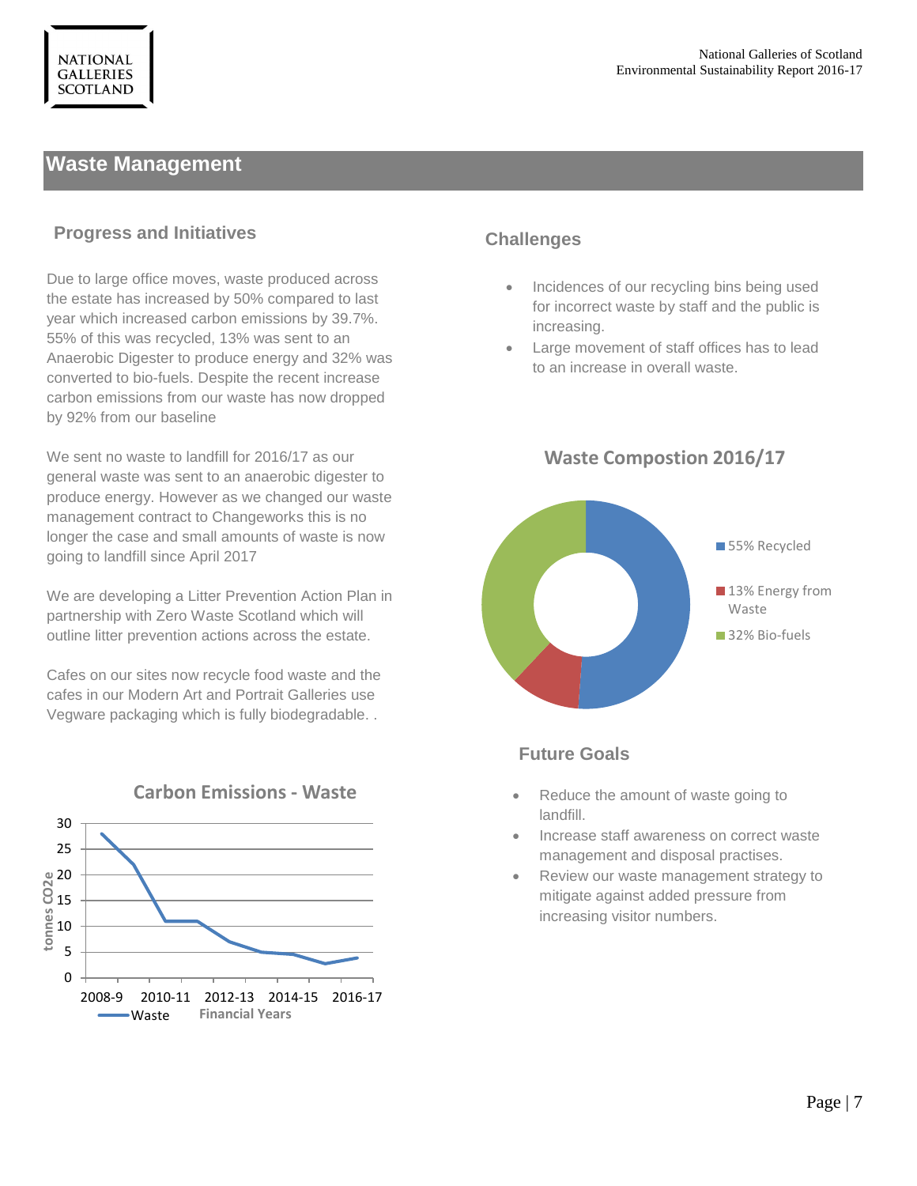## Waste Management

### Progress and Initiatives

Due to large office moves, waste produced across the estate has increased by 50% compared to last year which increased carbon emissions by 39.7%. 55% of this was recycled, 13% was sent to an Anaerobic Digester to produce energy and 32% was converted to bio-fuels. Despite the recent increase carbon emissions from our waste has now dropped by 92% from our baseline

We sent no waste to landfill for 2016/17 as our general waste was sent to an anaerobic digester to produce energy. However as we changed our waste management contract to Changeworks this is no longer the case and small amounts of waste is now going to landfill since April 2017

We are developing a Litter Prevention Action Plan in partnership with Zero Waste Scotland which will outline litter prevention actions across the estate.

Cafes on our sites now recycle food waste and the cafes in our Modern Art and Portrait Galleries use Vegware packaging which is fully biodegradable. .

**Carbon Emissions - Waste**

(Line chart: tonnes $CO_2$e by Financial Years, 2008-9 to 2016-17; series: Waste)

### Challenges

- Incidences of our recycling bins being used for incorrect waste by staff and the public is increasing.
- Large movement of staff offices has to lead to an increase in overall waste.

**Waste Compostion 2016/17**

- 55% Recycled
- 13% Energy from Waste
- 32% Bio-fuels

### Future Goals

- Reduce the amount of waste going to landfill.
- Increase staff awareness on correct waste management and disposal practises.
- Review our waste management strategy to mitigate against added pressure from increasing visitor numbers.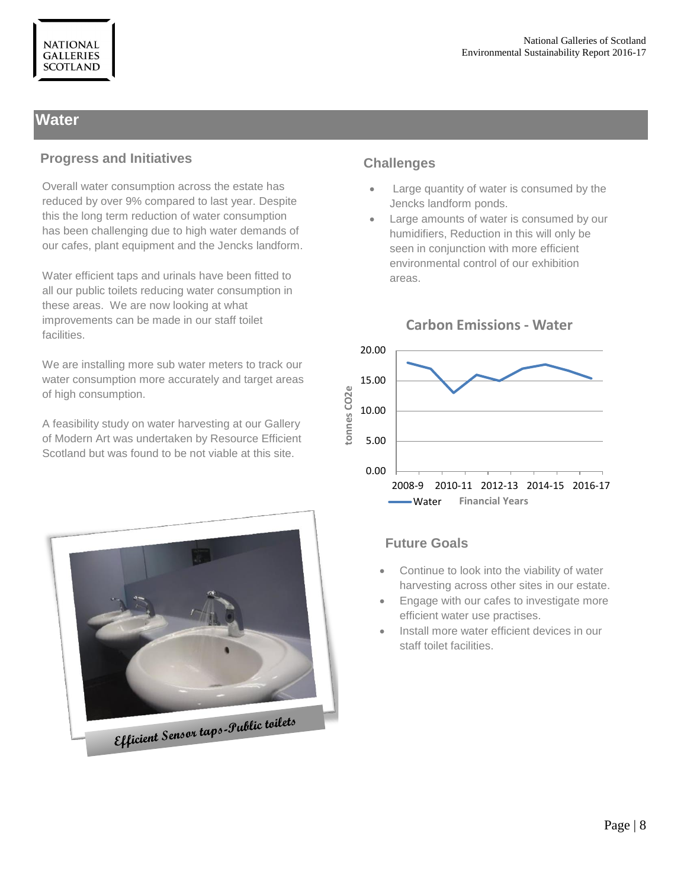## Water

### Progress and Initiatives

Overall water consumption across the estate has reduced by over 9% compared to last year. Despite this the long term reduction of water consumption has been challenging due to high water demands of our cafes, plant equipment and the Jencks landform.

Water efficient taps and urinals have been fitted to all our public toilets reducing water consumption in these areas. We are now looking at what improvements can be made in our staff toilet facilities.

We are installing more sub water meters to track our water consumption more accurately and target areas of high consumption.

A feasibility study on water harvesting at our Gallery of Modern Art was undertaken by Resource Efficient Scotland but was found to be not viable at this site.

Efficient Sensor taps-Public toilets

### Challenges

- Large quantity of water is consumed by the Jencks landform ponds.
- Large amounts of water is consumed by our humidifiers, Reduction in this will only be seen in conjunction with more efficient environmental control of our exhibition areas.

**Carbon Emissions - Water**

(Line chart: tonnes CO2e by Financial Years, 2008-9 to 2016-17; series: Water)

### Future Goals

- Continue to look into the viability of water harvesting across other sites in our estate.
- Engage with our cafes to investigate more efficient water use practises.
- Install more water efficient devices in our staff toilet facilities.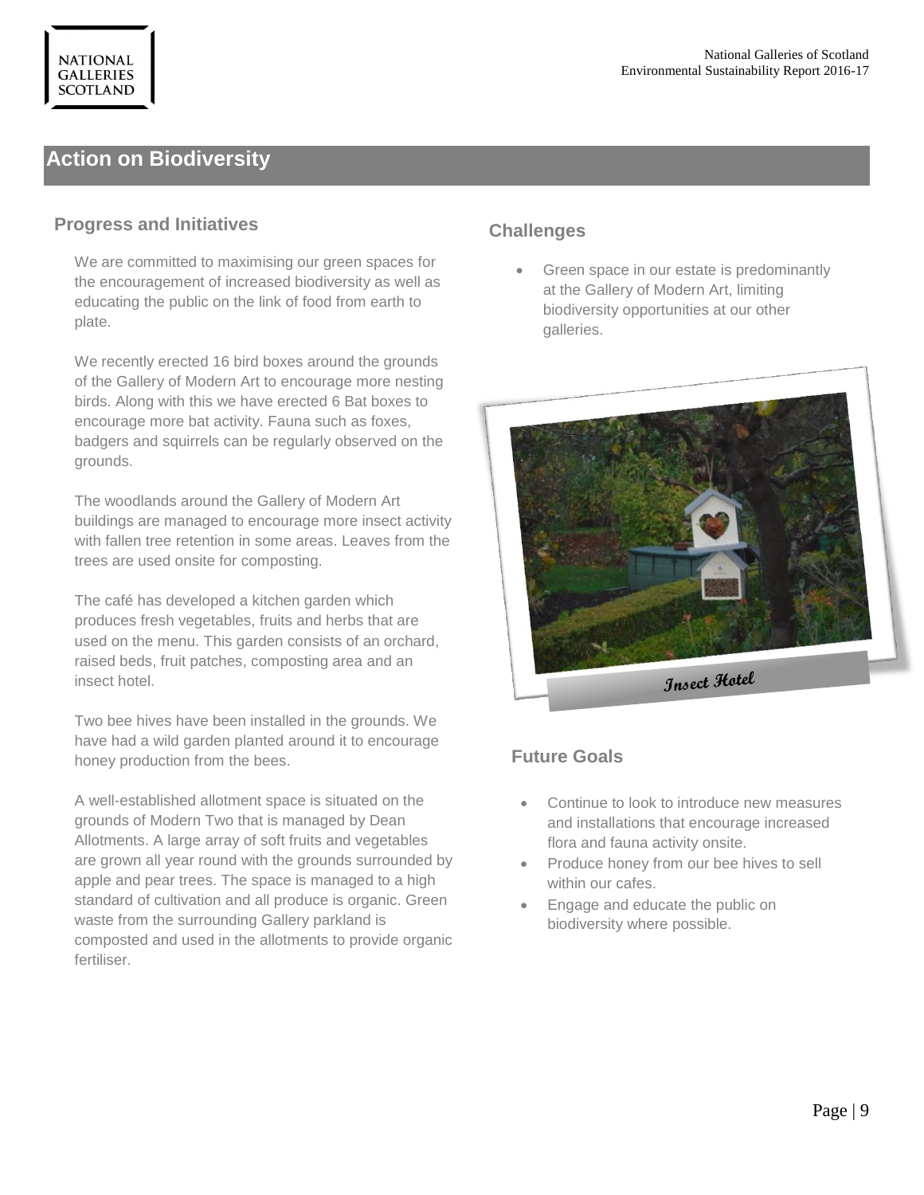## Action on Biodiversity

### Progress and Initiatives

We are committed to maximising our green spaces for the encouragement of increased biodiversity as well as educating the public on the link of food from earth to plate.

We recently erected 16 bird boxes around the grounds of the Gallery of Modern Art to encourage more nesting birds. Along with this we have erected 6 Bat boxes to encourage more bat activity. Fauna such as foxes, badgers and squirrels can be regularly observed on the grounds.

The woodlands around the Gallery of Modern Art buildings are managed to encourage more insect activity with fallen tree retention in some areas. Leaves from the trees are used onsite for composting.

The café has developed a kitchen garden which produces fresh vegetables, fruits and herbs that are used on the menu. This garden consists of an orchard, raised beds, fruit patches, composting area and an insect hotel.

Two bee hives have been installed in the grounds. We have had a wild garden planted around it to encourage honey production from the bees.

A well-established allotment space is situated on the grounds of Modern Two that is managed by Dean Allotments. A large array of soft fruits and vegetables are grown all year round with the grounds surrounded by apple and pear trees. The space is managed to a high standard of cultivation and all produce is organic. Green waste from the surrounding Gallery parkland is composted and used in the allotments to provide organic fertiliser.

### Challenges

- Green space in our estate is predominantly at the Gallery of Modern Art, limiting biodiversity opportunities at our other galleries.

*Insect Hotel*

### Future Goals

- Continue to look to introduce new measures and installations that encourage increased flora and fauna activity onsite.
- Produce honey from our bee hives to sell within our cafes.
- Engage and educate the public on biodiversity where possible.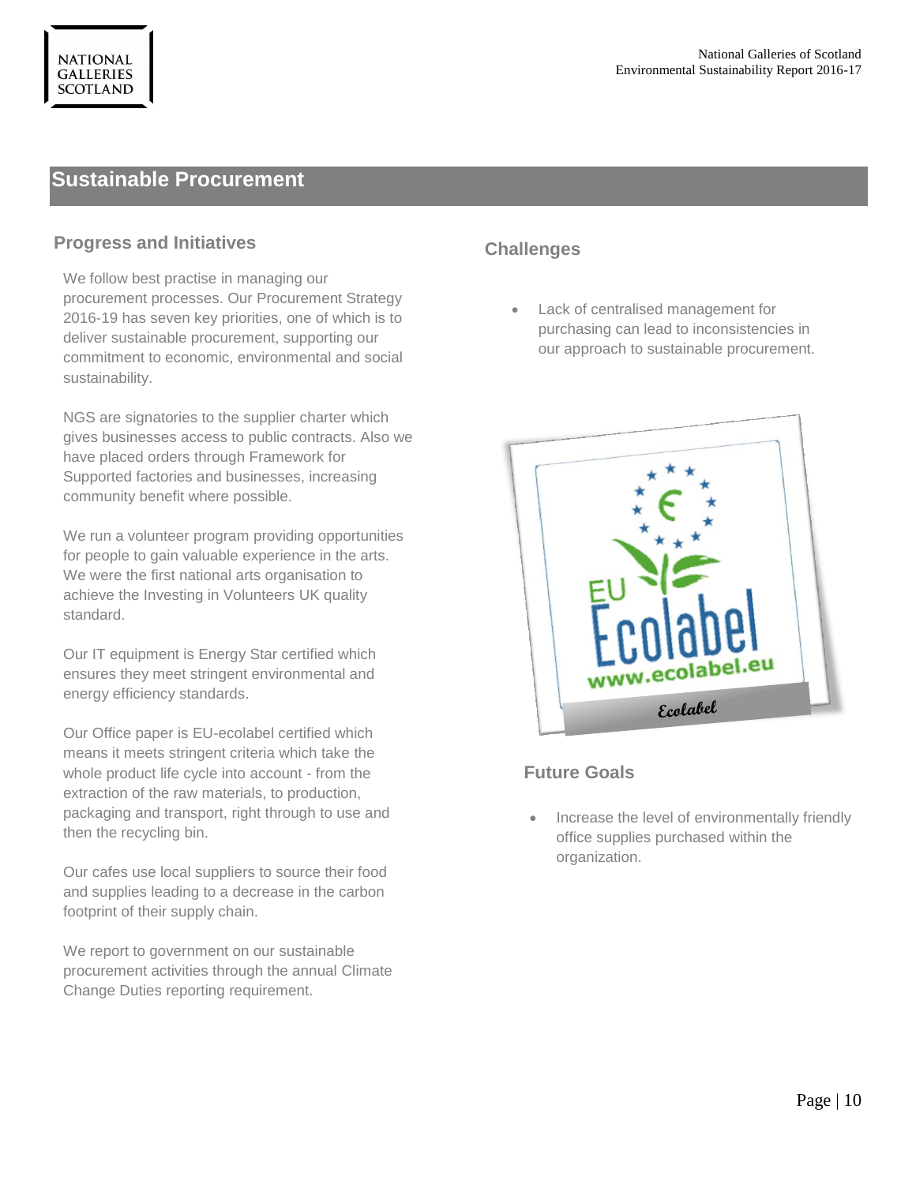## Sustainable Procurement

### Progress and Initiatives

We follow best practise in managing our procurement processes. Our Procurement Strategy 2016-19 has seven key priorities, one of which is to deliver sustainable procurement, supporting our commitment to economic, environmental and social sustainability.

NGS are signatories to the supplier charter which gives businesses access to public contracts. Also we have placed orders through Framework for Supported factories and businesses, increasing community benefit where possible.

We run a volunteer program providing opportunities for people to gain valuable experience in the arts. We were the first national arts organisation to achieve the Investing in Volunteers UK quality standard.

Our IT equipment is Energy Star certified which ensures they meet stringent environmental and energy efficiency standards.

Our Office paper is EU-ecolabel certified which means it meets stringent criteria which take the whole product life cycle into account - from the extraction of the raw materials, to production, packaging and transport, right through to use and then the recycling bin.

Our cafes use local suppliers to source their food and supplies leading to a decrease in the carbon footprint of their supply chain.

We report to government on our sustainable procurement activities through the annual Climate Change Duties reporting requirement.

### Challenges

- Lack of centralised management for purchasing can lead to inconsistencies in our approach to sustainable procurement.

Ecolabel

### Future Goals

- Increase the level of environmentally friendly office supplies purchased within the organization.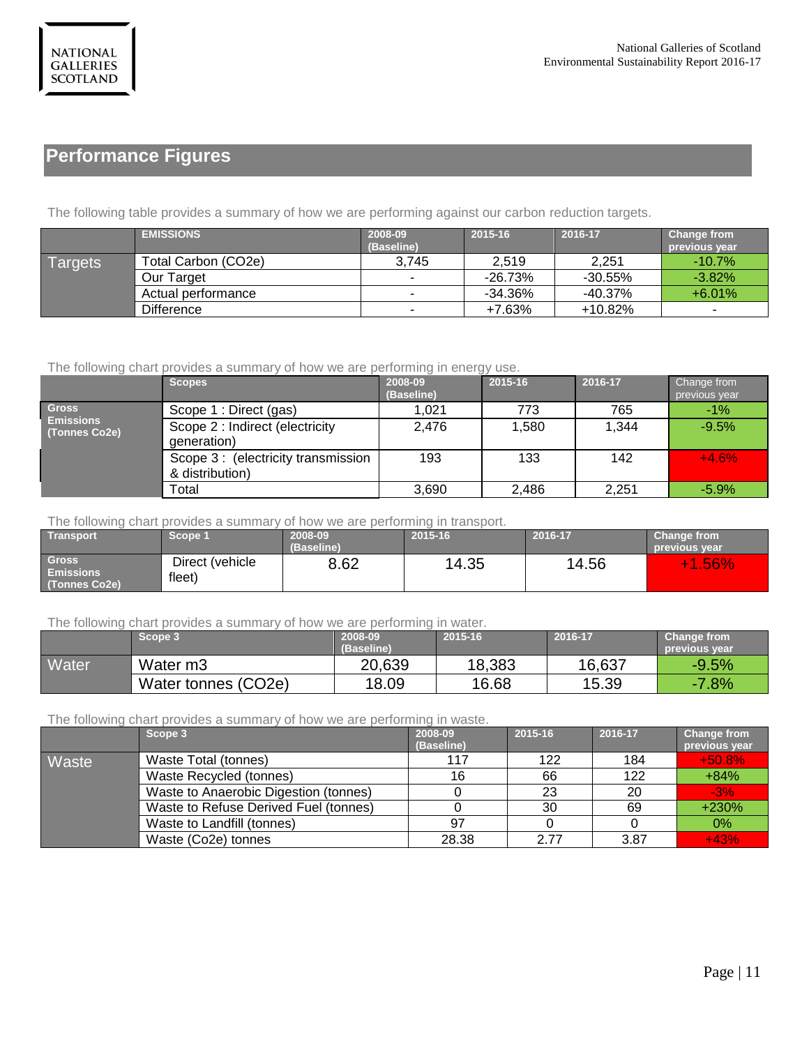## Performance Figures

The following table provides a summary of how we are performing against our carbon reduction targets.

| | EMISSIONS | 2008-09 (Baseline) | 2015-16 | 2016-17 | Change from previous year |
|---|---|---|---|---|---|
| Targets | Total Carbon (CO2e) | 3,745 | 2,519 | 2,251 | -10.7% |
| | Our Target | - | -26.73% | -30.55% | -3.82% |
| | Actual performance | - | -34.36% | -40.37% | +6.01% |
| | Difference | - | +7.63% | +10.82% | - |

The following chart provides a summary of how we are performing in energy use.

| | Scopes | 2008-09 (Baseline) | 2015-16 | 2016-17 | Change from previous year |
|---|---|---|---|---|---|
| Gross Emissions (Tonnes Co2e) | Scope 1 : Direct (gas) | 1,021 | 773 | 765 | -1% |
| | Scope 2 : Indirect (electricity generation) | 2,476 | 1,580 | 1,344 | -9.5% |
| | Scope 3 : (electricity transmission & distribution) | 193 | 133 | 142 | +4.6% |
| | Total | 3,690 | 2,486 | 2,251 | -5.9% |

The following chart provides a summary of how we are performing in transport.

| Transport | Scope 1 | 2008-09 (Baseline) | 2015-16 | 2016-17 | Change from previous year |
|---|---|---|---|---|---|
| Gross Emissions (Tonnes Co2e) | Direct (vehicle fleet) | 8.62 | 14.35 | 14.56 | +1.56% |

The following chart provides a summary of how we are performing in water.

| | Scope 3 | 2008-09 (Baseline) | 2015-16 | 2016-17 | Change from previous year |
|---|---|---|---|---|---|
| Water | Water m3 | 20,639 | 18,383 | 16,637 | -9.5% |
| | Water tonnes (CO2e) | 18.09 | 16.68 | 15.39 | -7.8% |

The following chart provides a summary of how we are performing in waste.

| | Scope 3 | 2008-09 (Baseline) | 2015-16 | 2016-17 | Change from previous year |
|---|---|---|---|---|---|
| Waste | Waste Total (tonnes) | 117 | 122 | 184 | +50.8% |
| | Waste Recycled (tonnes) | 16 | 66 | 122 | +84% |
| | Waste to Anaerobic Digestion (tonnes) | 0 | 23 | 20 | -3% |
| | Waste to Refuse Derived Fuel (tonnes) | 0 | 30 | 69 | +230% |
| | Waste to Landfill (tonnes) | 97 | 0 | 0 | 0% |
| | Waste (Co2e) tonnes | 28.38 | 2.77 | 3.87 | +43% |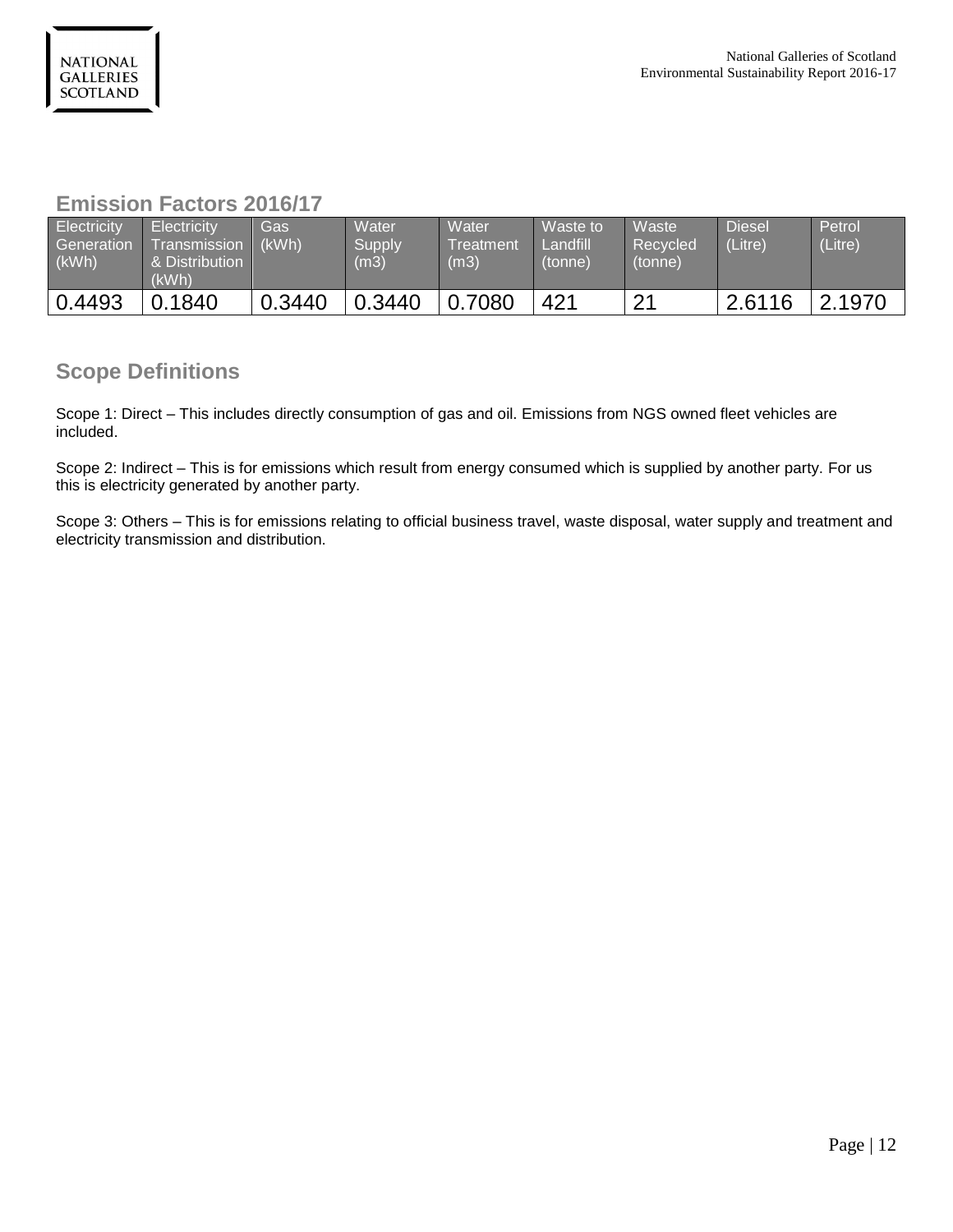## Emission Factors 2016/17

| Electricity Generation (kWh) | Electricity Transmission & Distribution (kWh) | Gas (kWh) | Water Supply (m3) | Water Treatment (m3) | Waste to Landfill (tonne) | Waste Recycled (tonne) | Diesel (Litre) | Petrol (Litre) |
|---|---|---|---|---|---|---|---|---|
| 0.4493 | 0.1840 | 0.3440 | 0.3440 | 0.7080 | 421 | 21 | 2.6116 | 2.1970 |

## Scope Definitions

Scope 1: Direct – This includes directly consumption of gas and oil. Emissions from NGS owned fleet vehicles are included.

Scope 2: Indirect – This is for emissions which result from energy consumed which is supplied by another party. For us this is electricity generated by another party.

Scope 3: Others – This is for emissions relating to official business travel, waste disposal, water supply and treatment and electricity transmission and distribution.